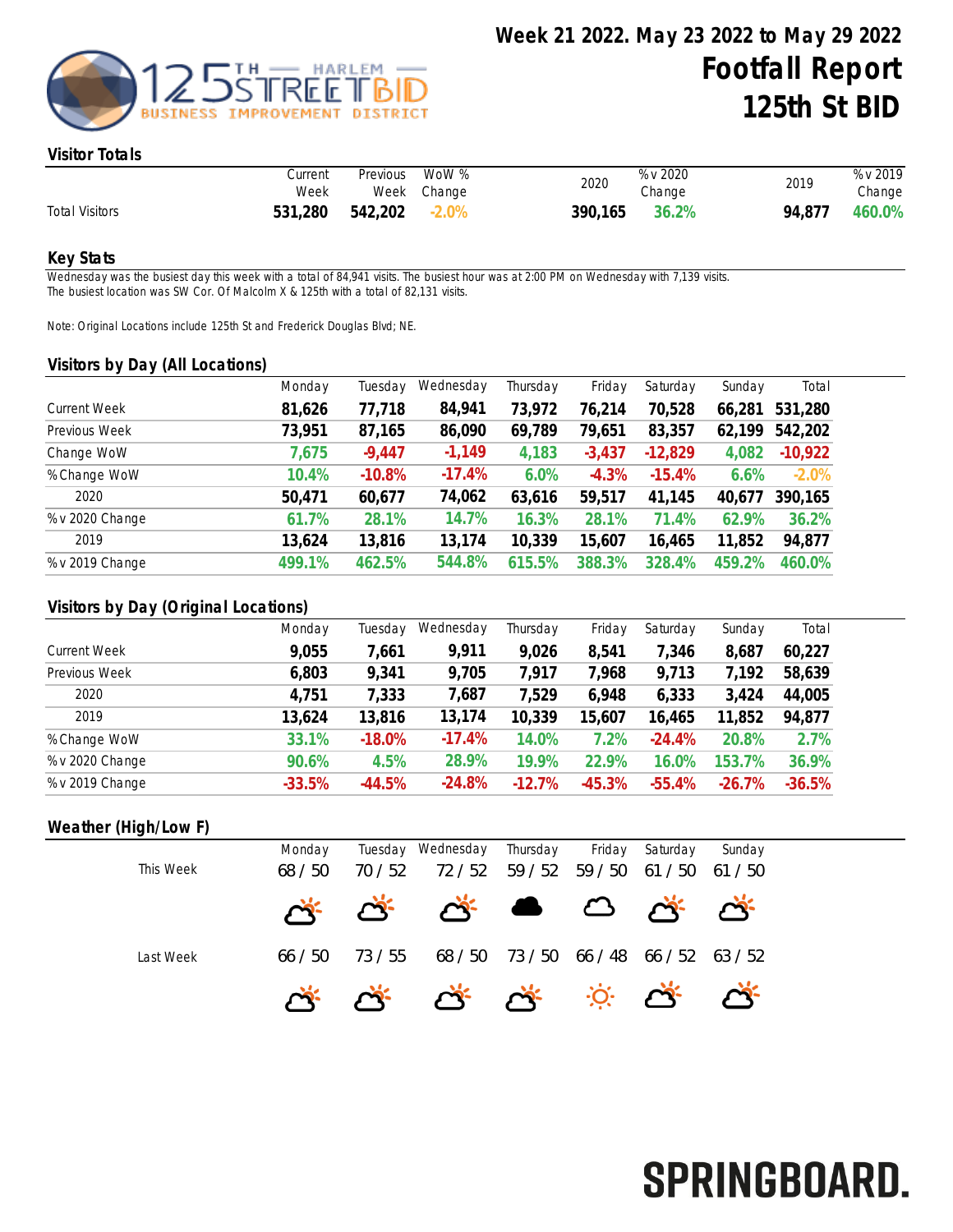# Week 21 2022. May 23 2022 to May 29 2022

# Footfall Report

# 125th St BID

## Visitor Totals

| | Current Week | Previous Week | WoW % Change | 2020 | % v 2020 Change | 2019 | % v 2019 Change |
|---|---|---|---|---|---|---|---|
| Total Visitors | **531,280** | **542,202** | -2.0% | **390,165** | 36.2% | **94,877** | 460.0% |

## Key Stats

Wednesday was the busiest day this week with a total of 84,941 visits. The busiest hour was at 2:00 PM on Wednesday with 7,139 visits.
The busiest location was SW Cor. Of Malcolm X & 125th with a total of 82,131 visits.

Note: Original Locations include 125th St and Frederick Douglas Blvd; NE.

## Visitors by Day (All Locations)

| | Monday | Tuesday | Wednesday | Thursday | Friday | Saturday | Sunday | Total |
|---|---|---|---|---|---|---|---|---|
| Current Week | **81,626** | **77,718** | **84,941** | **73,972** | **76,214** | **70,528** | **66,281** | **531,280** |
| Previous Week | **73,951** | **87,165** | **86,090** | **69,789** | **79,651** | **83,357** | **62,199** | **542,202** |
| Change WoW | 7,675 | -9,447 | -1,149 | 4,183 | -3,437 | -12,829 | 4,082 | -10,922 |
| % Change WoW | 10.4% | -10.8% | -17.4% | 6.0% | -4.3% | -15.4% | 6.6% | -2.0% |
| 2020 | **50,471** | **60,677** | **74,062** | **63,616** | **59,517** | **41,145** | **40,677** | **390,165** |
| % v 2020 Change | 61.7% | 28.1% | 14.7% | 16.3% | 28.1% | 71.4% | 62.9% | 36.2% |
| 2019 | **13,624** | **13,816** | **13,174** | **10,339** | **15,607** | **16,465** | **11,852** | **94,877** |
| % v 2019 Change | 499.1% | 462.5% | 544.8% | 615.5% | 388.3% | 328.4% | 459.2% | 460.0% |

## Visitors by Day (Original Locations)

| | Monday | Tuesday | Wednesday | Thursday | Friday | Saturday | Sunday | Total |
|---|---|---|---|---|---|---|---|---|
| Current Week | **9,055** | **7,661** | **9,911** | **9,026** | **8,541** | **7,346** | **8,687** | **60,227** |
| Previous Week | **6,803** | **9,341** | **9,705** | **7,917** | **7,968** | **9,713** | **7,192** | **58,639** |
| 2020 | **4,751** | **7,333** | **7,687** | **7,529** | **6,948** | **6,333** | **3,424** | **44,005** |
| 2019 | **13,624** | **13,816** | **13,174** | **10,339** | **15,607** | **16,465** | **11,852** | **94,877** |
| % Change WoW | 33.1% | -18.0% | -17.4% | 14.0% | 7.2% | -24.4% | 20.8% | 2.7% |
| % v 2020 Change | 90.6% | 4.5% | 28.9% | 19.9% | 22.9% | 16.0% | 153.7% | 36.9% |
| % v 2019 Change | -33.5% | -44.5% | -24.8% | -12.7% | -45.3% | -55.4% | -26.7% | -36.5% |

## Weather (High/Low F)

| | Monday | Tuesday | Wednesday | Thursday | Friday | Saturday | Sunday |
|---|---|---|---|---|---|---|---|
| This Week | 68 / 50 | 70 / 52 | 72 / 52 | 59 / 52 | 59 / 50 | 61 / 50 | 61 / 50 |
| Last Week | 66 / 50 | 73 / 55 | 68 / 50 | 73 / 50 | 66 / 48 | 66 / 52 | 63 / 52 |

SPRINGBOARD.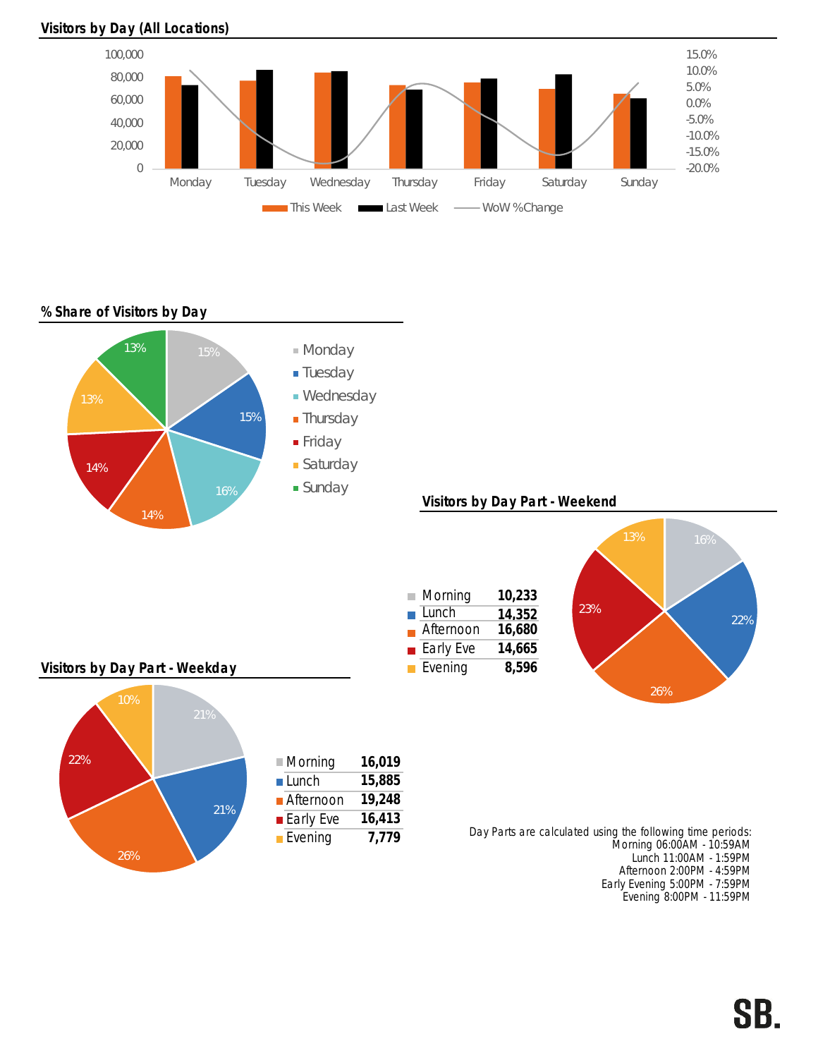## Visitors by Day (All Locations)

## % Share of Visitors by Day

| Day | Share |
|---|---|
| Monday | 15% |
| Tuesday | 15% |
| Wednesday | 16% |
| Thursday | 14% |
| Friday | 14% |
| Saturday | 13% |
| Sunday | 13% |

## Visitors by Day Part - Weekend

| Day Part | Visitors | Share |
|---|---|---|
| Morning | 10,233 | 16% |
| Lunch | 14,352 | 22% |
| Afternoon | 16,680 | 26% |
| Early Eve | 14,665 | 23% |
| Evening | 8,596 | 13% |

## Visitors by Day Part - Weekday

| Day Part | Visitors | Share |
|---|---|---|
| Morning | 16,019 | 21% |
| Lunch | 15,885 | 21% |
| Afternoon | 19,248 | 26% |
| Early Eve | 16,413 | 22% |
| Evening | 7,779 | 10% |

Day Parts are calculated using the following time periods:
Morning 06:00AM - 10:59AM
Lunch 11:00AM - 1:59PM
Afternoon 2:00PM - 4:59PM
Early Evening 5:00PM - 7:59PM
Evening 8:00PM - 11:59PM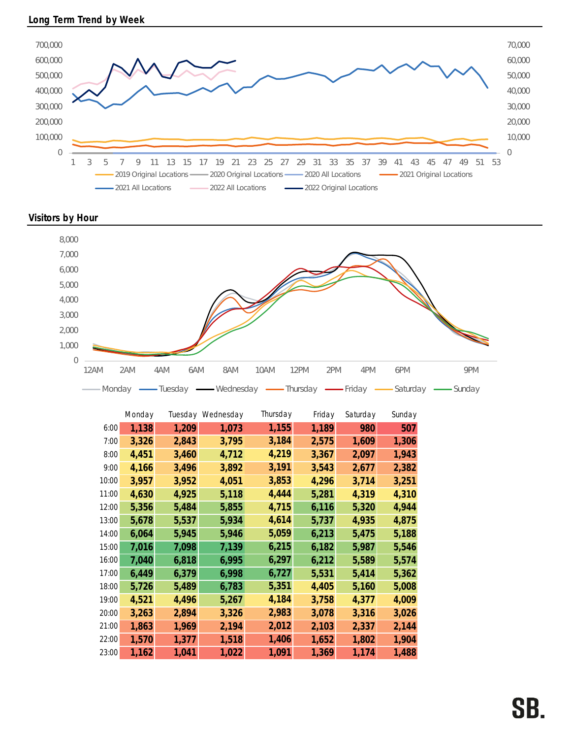## Long Term Trend by Week

## Visitors by Hour

|  | Monday | Tuesday | Wednesday | Thursday | Friday | Saturday | Sunday |
|---|---|---|---|---|---|---|---|
| 6:00 | 1,138 | 1,209 | 1,073 | 1,155 | 1,189 | 980 | 507 |
| 7:00 | 3,326 | 2,843 | 3,795 | 3,184 | 2,575 | 1,609 | 1,306 |
| 8:00 | 4,451 | 3,460 | 4,712 | 4,219 | 3,367 | 2,097 | 1,943 |
| 9:00 | 4,166 | 3,496 | 3,892 | 3,191 | 3,543 | 2,677 | 2,382 |
| 10:00 | 3,957 | 3,952 | 4,051 | 3,853 | 4,296 | 3,714 | 3,251 |
| 11:00 | 4,630 | 4,925 | 5,118 | 4,444 | 5,281 | 4,319 | 4,310 |
| 12:00 | 5,356 | 5,484 | 5,855 | 4,715 | 6,116 | 5,320 | 4,944 |
| 13:00 | 5,678 | 5,537 | 5,934 | 4,614 | 5,737 | 4,935 | 4,875 |
| 14:00 | 6,064 | 5,945 | 5,946 | 5,059 | 6,213 | 5,475 | 5,188 |
| 15:00 | 7,016 | 7,098 | 7,139 | 6,215 | 6,182 | 5,987 | 5,546 |
| 16:00 | 7,040 | 6,818 | 6,995 | 6,297 | 6,212 | 5,589 | 5,574 |
| 17:00 | 6,449 | 6,379 | 6,998 | 6,727 | 5,531 | 5,414 | 5,362 |
| 18:00 | 5,726 | 5,489 | 6,783 | 5,351 | 4,405 | 5,160 | 5,008 |
| 19:00 | 4,521 | 4,496 | 5,267 | 4,184 | 3,758 | 4,377 | 4,009 |
| 20:00 | 3,263 | 2,894 | 3,326 | 2,983 | 3,078 | 3,316 | 3,026 |
| 21:00 | 1,863 | 1,969 | 2,194 | 2,012 | 2,103 | 2,337 | 2,144 |
| 22:00 | 1,570 | 1,377 | 1,518 | 1,406 | 1,652 | 1,802 | 1,904 |
| 23:00 | 1,162 | 1,041 | 1,022 | 1,091 | 1,369 | 1,174 | 1,488 |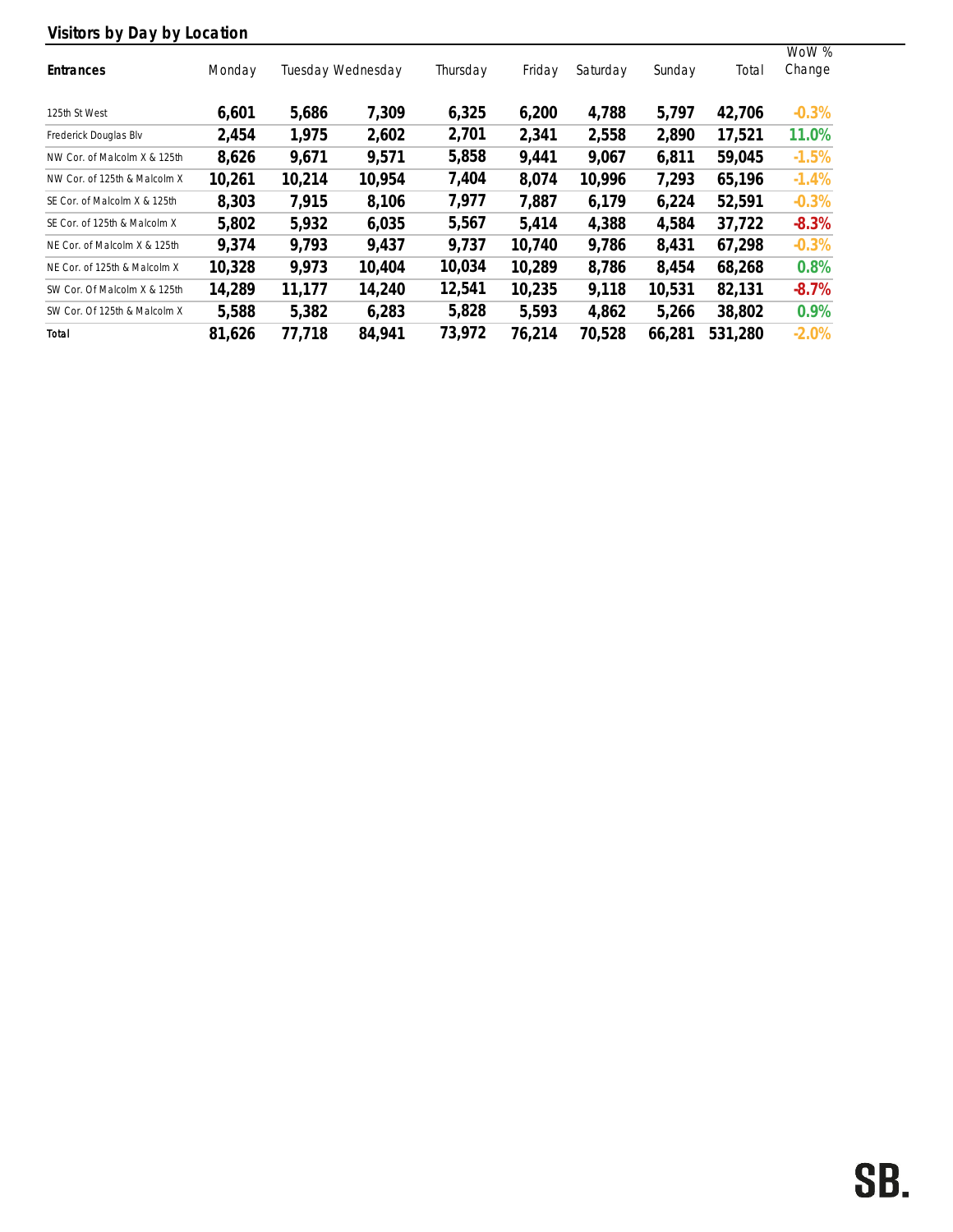## Visitors by Day by Location

| Entrances | Monday | Tuesday | Wednesday | Thursday | Friday | Saturday | Sunday | Total | WoW % Change |
|---|---|---|---|---|---|---|---|---|---|
| 125th St West | 6,601 | 5,686 | 7,309 | 6,325 | 6,200 | 4,788 | 5,797 | 42,706 | -0.3% |
| Frederick Douglas Blv | 2,454 | 1,975 | 2,602 | 2,701 | 2,341 | 2,558 | 2,890 | 17,521 | 11.0% |
| NW Cor. of Malcolm X & 125th | 8,626 | 9,671 | 9,571 | 5,858 | 9,441 | 9,067 | 6,811 | 59,045 | -1.5% |
| NW Cor. of 125th & Malcolm X | 10,261 | 10,214 | 10,954 | 7,404 | 8,074 | 10,996 | 7,293 | 65,196 | -1.4% |
| SE Cor. of Malcolm X & 125th | 8,303 | 7,915 | 8,106 | 7,977 | 7,887 | 6,179 | 6,224 | 52,591 | -0.3% |
| SE Cor. of 125th & Malcolm X | 5,802 | 5,932 | 6,035 | 5,567 | 5,414 | 4,388 | 4,584 | 37,722 | -8.3% |
| NE Cor. of Malcolm X & 125th | 9,374 | 9,793 | 9,437 | 9,737 | 10,740 | 9,786 | 8,431 | 67,298 | -0.3% |
| NE Cor. of 125th & Malcolm X | 10,328 | 9,973 | 10,404 | 10,034 | 10,289 | 8,786 | 8,454 | 68,268 | 0.8% |
| SW Cor. Of Malcolm X & 125th | 14,289 | 11,177 | 14,240 | 12,541 | 10,235 | 9,118 | 10,531 | 82,131 | -8.7% |
| SW Cor. Of 125th & Malcolm X | 5,588 | 5,382 | 6,283 | 5,828 | 5,593 | 4,862 | 5,266 | 38,802 | 0.9% |
| Total | 81,626 | 77,718 | 84,941 | 73,972 | 76,214 | 70,528 | 66,281 | 531,280 | -2.0% |

SB.